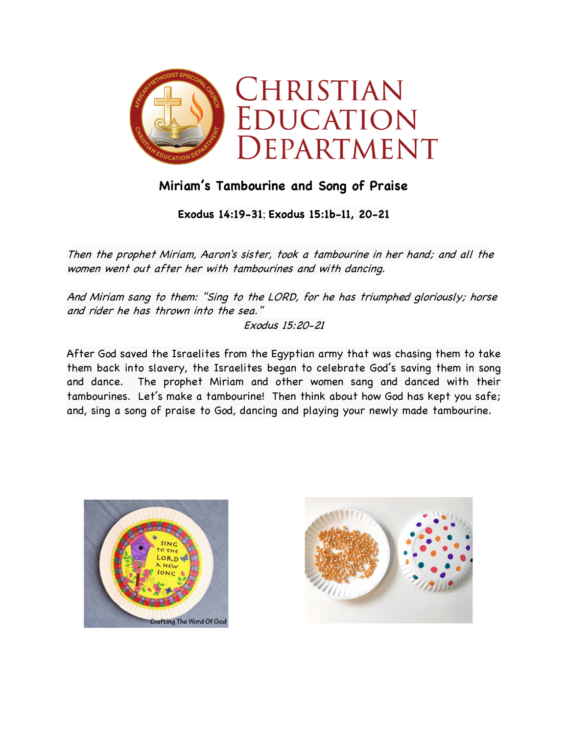# Christian Education Department

## Miriam's Tambourine and Song of Praise

**Exodus 14:19-31; Exodus 15:1b-11, 20-21**

*Then the prophet Miriam, Aaron's sister, took a tambourine in her hand; and all the women went out after her with tambourines and with dancing.*

*And Miriam sang to them: "Sing to the LORD, for he has triumphed gloriously; horse and rider he has thrown into the sea."*

*Exodus 15:20-21*

After God saved the Israelites from the Egyptian army that was chasing them to take them back into slavery, the Israelites began to celebrate God's saving them in song and dance. The prophet Miriam and other women sang and danced with their tambourines. Let's make a tambourine! Then think about how God has kept you safe; and, sing a song of praise to God, dancing and playing your newly made tambourine.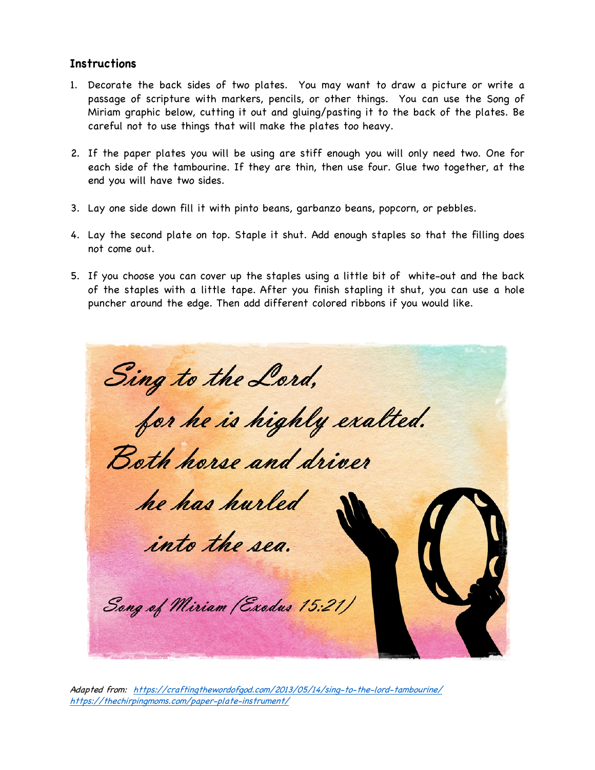### Instructions

1. Decorate the back sides of two plates. You may want to draw a picture or write a passage of scripture with markers, pencils, or other things. You can use the Song of Miriam graphic below, cutting it out and gluing/pasting it to the back of the plates. Be careful not to use things that will make the plates too heavy.

2. If the paper plates you will be using are stiff enough you will only need two. One for each side of the tambourine. If they are thin, then use four. Glue two together, at the end you will have two sides.

3. Lay one side down fill it with pinto beans, garbanzo beans, popcorn, or pebbles.

4. Lay the second plate on top. Staple it shut. Add enough staples so that the filling does not come out.

5. If you choose you can cover up the staples using a little bit of white-out and the back of the staples with a little tape. After you finish stapling it shut, you can use a hole puncher around the edge. Then add different colored ribbons if you would like.

*Sing to the Lord,*
*for he is highly exalted.*
*Both horse and driver*
*he has hurled*
*into the sea.*

*Song of Miriam (Exodus 15:21)*

*Adapted from:* https://craftingthewordofgod.com/2013/05/14/sing-to-the-lord-tambourine/
https://thechirpingmoms.com/paper-plate-instrument/